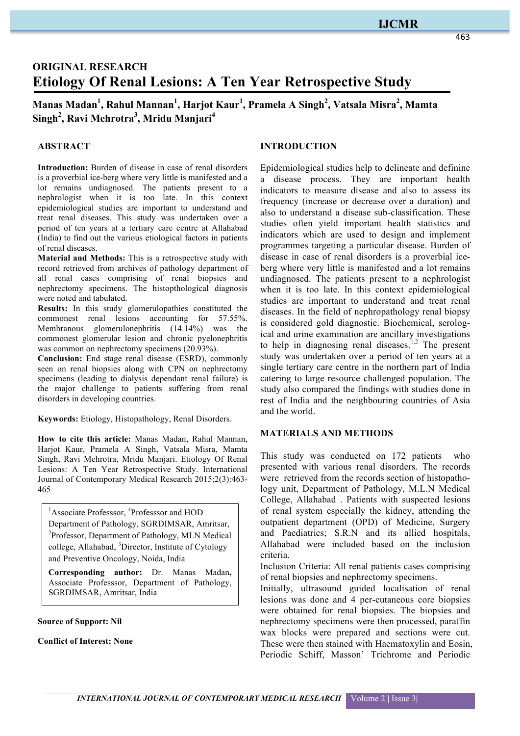## ORIGINAL RESEARCH

# Etiology Of Renal Lesions: A Ten Year Retrospective Study

**Manas Madan[1], Rahul Mannan[1], Harjot Kaur[1], Pramela A Singh[2], Vatsala Misra[2], Mamta Singh[2], Ravi Mehrotra[3], Mridu Manjari[4]**

## ABSTRACT

**Introduction:** Burden of disease in case of renal disorders is a proverbial ice-berg where very little is manifested and a lot remains undiagnosed. The patients present to a nephrologist when it is too late. In this context epidemiological studies are important to understand and treat renal diseases. This study was undertaken over a period of ten years at a tertiary care centre at Allahabad (India) to find out the various etiological factors in patients of renal diseases.

**Material and Methods:** This is a retrospective study with record retrieved from archives of pathology department of all renal cases comprising of renal biopsies and nephrectomy specimens. The histopthological diagnosis were noted and tabulated.

**Results:** In this study glomerulopathies constituted the commonest renal lesions accounting for 57.55%. Membranous glomerulonephritis (14.14%) was the commonest glomerular lesion and chronic pyelonephritis was common on nephrectomy specimens (20.93%).

**Conclusion:** End stage renal disease (ESRD), commonly seen on renal biopsies along with CPN on nephrectomy specimens (leading to dialysis dependant renal failure) is the major challenge to patients suffering from renal disorders in developing countries.

**Keywords:** Etiology, Histopathology, Renal Disorders.

**How to cite this article:** Manas Madan, Rahul Mannan, Harjot Kaur, Pramela A Singh, Vatsala Misra, Mamta Singh, Ravi Mehrotra, Mridu Manjari. Etiology Of Renal Lesions: A Ten Year Retrospective Study. International Journal of Contemporary Medical Research 2015;2(3):463-465

[1]Associate Professsor, [4]Professsor and HOD Department of Pathology, SGRDIMSAR, Amritsar, [2]Professor, Department of Pathology, MLN Medical college, Allahabad, [3]Director, Institute of Cytology and Preventive Oncology, Noida, India

**Corresponding author:** Dr. Manas Madan, Associate Professsor, Department of Pathology, SGRDIMSAR, Amritsar, India

**Source of Support: Nil**

**Conflict of Interest: None**

## INTRODUCTION

Epidemiological studies help to delineate and definine a disease process. They are important health indicators to measure disease and also to assess its frequency (increase or decrease over a duration) and also to understand a disease sub-classification. These studies often yield important health statistics and indicators which are used to design and implement programmes targeting a particular disease. Burden of disease in case of renal disorders is a proverbial ice-berg where very little is manifested and a lot remains undiagnosed. The patients present to a nephrologist when it is too late. In this context epidemiological studies are important to understand and treat renal diseases. In the field of nephropathology renal biopsy is considered gold diagnostic. Biochemical, serological and urine examination are ancillary investigations to help in diagnosing renal diseases.[1,2] The present study was undertaken over a period of ten years at a single tertiary care centre in the northern part of India catering to large resource challenged population. The study also compared the findings with studies done in rest of India and the neighbouring countries of Asia and the world.

## MATERIALS AND METHODS

This study was conducted on 172 patients who presented with various renal disorders. The records were retrieved from the records section of histopathology unit, Department of Pathology, M.L.N Medical College, Allahabad . Patients with suspected lesions of renal system especially the kidney, attending the outpatient department (OPD) of Medicine, Surgery and Paediatrics; S.R.N and its allied hospitals, Allahabad were included based on the inclusion criteria.

Inclusion Criteria: All renal patients cases comprising of renal biopsies and nephrectomy specimens.

Initially, ultrasound guided localisation of renal lesions was done and 4 per-cutaneous core biopsies were obtained for renal biopsies. The biopsies and nephrectomy specimens were then processed, paraffin wax blocks were prepared and sections were cut. These were then stained with Haematoxylin and Eosin, Periodic Schiff, Masson' Trichrome and Periodic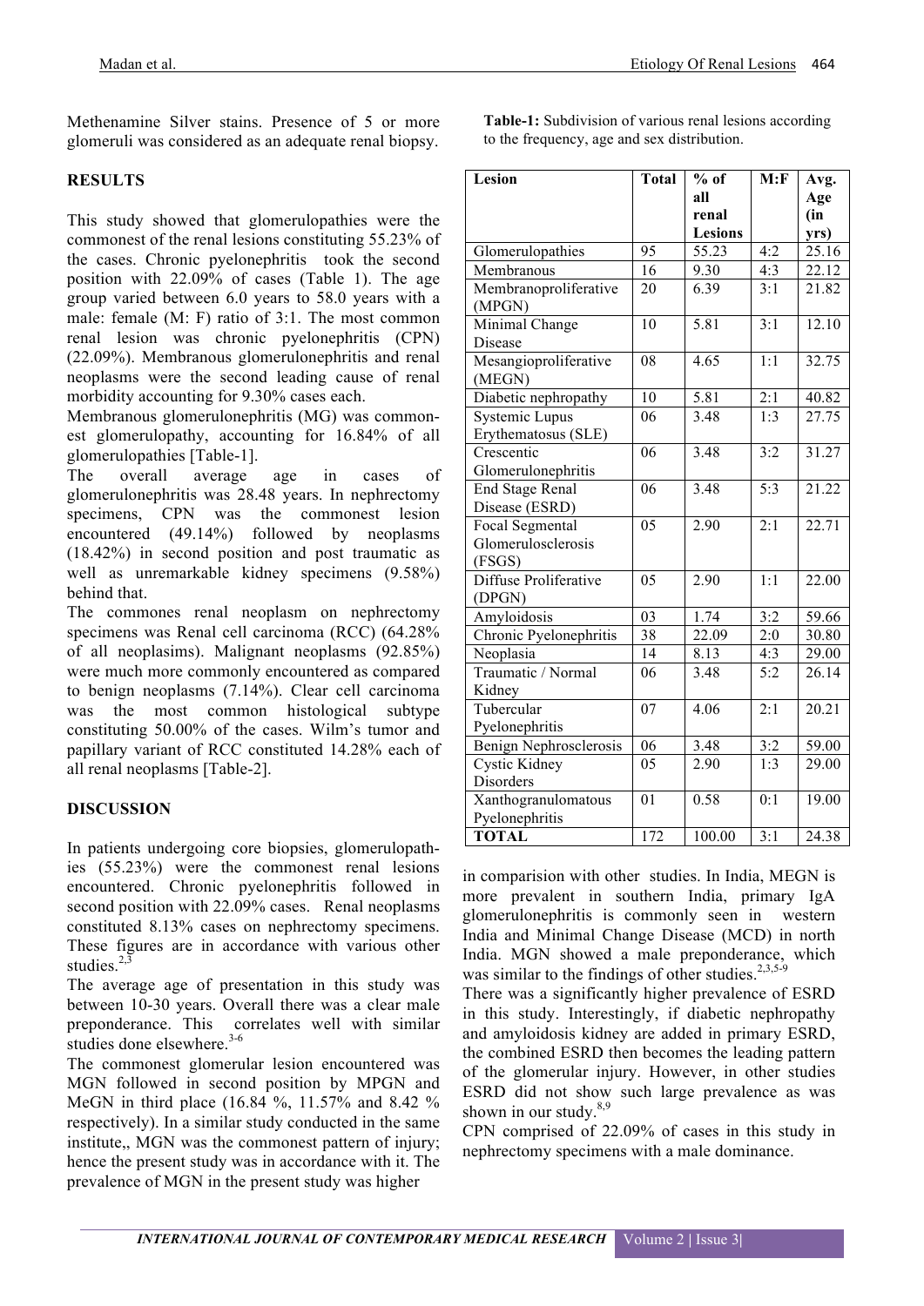Methenamine Silver stains. Presence of 5 or more glomeruli was considered as an adequate renal biopsy.

## RESULTS

This study showed that glomerulopathies were the commonest of the renal lesions constituting 55.23% of the cases. Chronic pyelonephritis took the second position with 22.09% of cases (Table 1). The age group varied between 6.0 years to 58.0 years with a male: female (M: F) ratio of 3:1. The most common renal lesion was chronic pyelonephritis (CPN) (22.09%). Membranous glomerulonephritis and renal neoplasms were the second leading cause of renal morbidity accounting for 9.30% cases each.

Membranous glomerulonephritis (MG) was commonest glomerulopathy, accounting for 16.84% of all glomerulopathies [Table-1].

The overall average age in cases of glomerulonephritis was 28.48 years. In nephrectomy specimens, CPN was the commonest lesion encountered (49.14%) followed by neoplasms (18.42%) in second position and post traumatic as well as unremarkable kidney specimens (9.58%) behind that.

The commones renal neoplasm on nephrectomy specimens was Renal cell carcinoma (RCC) (64.28% of all neoplasims). Malignant neoplasms (92.85%) were much more commonly encountered as compared to benign neoplasms (7.14%). Clear cell carcinoma was the most common histological subtype constituting 50.00% of the cases. Wilm's tumor and papillary variant of RCC constituted 14.28% each of all renal neoplasms [Table-2].

**Table-1:** Subdivision of various renal lesions according to the frequency, age and sex distribution.

| Lesion | Total | % of all renal Lesions | M:F | Avg. Age (in yrs) |
|---|---|---|---|---|
| Glomerulopathies | 95 | 55.23 | 4:2 | 25.16 |
| Membranous | 16 | 9.30 | 4:3 | 22.12 |
| Membranoproliferative (MPGN) | 20 | 6.39 | 3:1 | 21.82 |
| Minimal Change Disease | 10 | 5.81 | 3:1 | 12.10 |
| Mesangioproliferative (MEGN) | 08 | 4.65 | 1:1 | 32.75 |
| Diabetic nephropathy | 10 | 5.81 | 2:1 | 40.82 |
| Systemic Lupus Erythematosus (SLE) | 06 | 3.48 | 1:3 | 27.75 |
| Crescentic Glomerulonephritis | 06 | 3.48 | 3:2 | 31.27 |
| End Stage Renal Disease (ESRD) | 06 | 3.48 | 5:3 | 21.22 |
| Focal Segmental Glomerulosclerosis (FSGS) | 05 | 2.90 | 2:1 | 22.71 |
| Diffuse Proliferative (DPGN) | 05 | 2.90 | 1:1 | 22.00 |
| Amyloidosis | 03 | 1.74 | 3:2 | 59.66 |
| Chronic Pyelonephritis | 38 | 22.09 | 2:0 | 30.80 |
| Neoplasia | 14 | 8.13 | 4:3 | 29.00 |
| Traumatic / Normal Kidney | 06 | 3.48 | 5:2 | 26.14 |
| Tubercular Pyelonephritis | 07 | 4.06 | 2:1 | 20.21 |
| Benign Nephrosclerosis | 06 | 3.48 | 3:2 | 59.00 |
| Cystic Kidney Disorders | 05 | 2.90 | 1:3 | 29.00 |
| Xanthogranulomatous Pyelonephritis | 01 | 0.58 | 0:1 | 19.00 |
| **TOTAL** | 172 | 100.00 | 3:1 | 24.38 |

## DISCUSSION

In patients undergoing core biopsies, glomerulopathies (55.23%) were the commonest renal lesions encountered. Chronic pyelonephritis followed in second position with 22.09% cases. Renal neoplasms constituted 8.13% cases on nephrectomy specimens. These figures are in accordance with various other studies.[2,3]

The average age of presentation in this study was between 10-30 years. Overall there was a clear male preponderance. This correlates well with similar studies done elsewhere.[3-6]

The commonest glomerular lesion encountered was MGN followed in second position by MPGN and MeGN in third place (16.84 %, 11.57% and 8.42 % respectively). In a similar study conducted in the same institute,, MGN was the commonest pattern of injury; hence the present study was in accordance with it. The prevalence of MGN in the present study was higher in comparision with other studies. In India, MEGN is more prevalent in southern India, primary IgA glomerulonephritis is commonly seen in western India and Minimal Change Disease (MCD) in north India. MGN showed a male preponderance, which was similar to the findings of other studies.[2,3,5-9]

There was a significantly higher prevalence of ESRD in this study. Interestingly, if diabetic nephropathy and amyloidosis kidney are added in primary ESRD, the combined ESRD then becomes the leading pattern of the glomerular injury. However, in other studies ESRD did not show such large prevalence as was shown in our study.[8,9]

CPN comprised of 22.09% of cases in this study in nephrectomy specimens with a male dominance.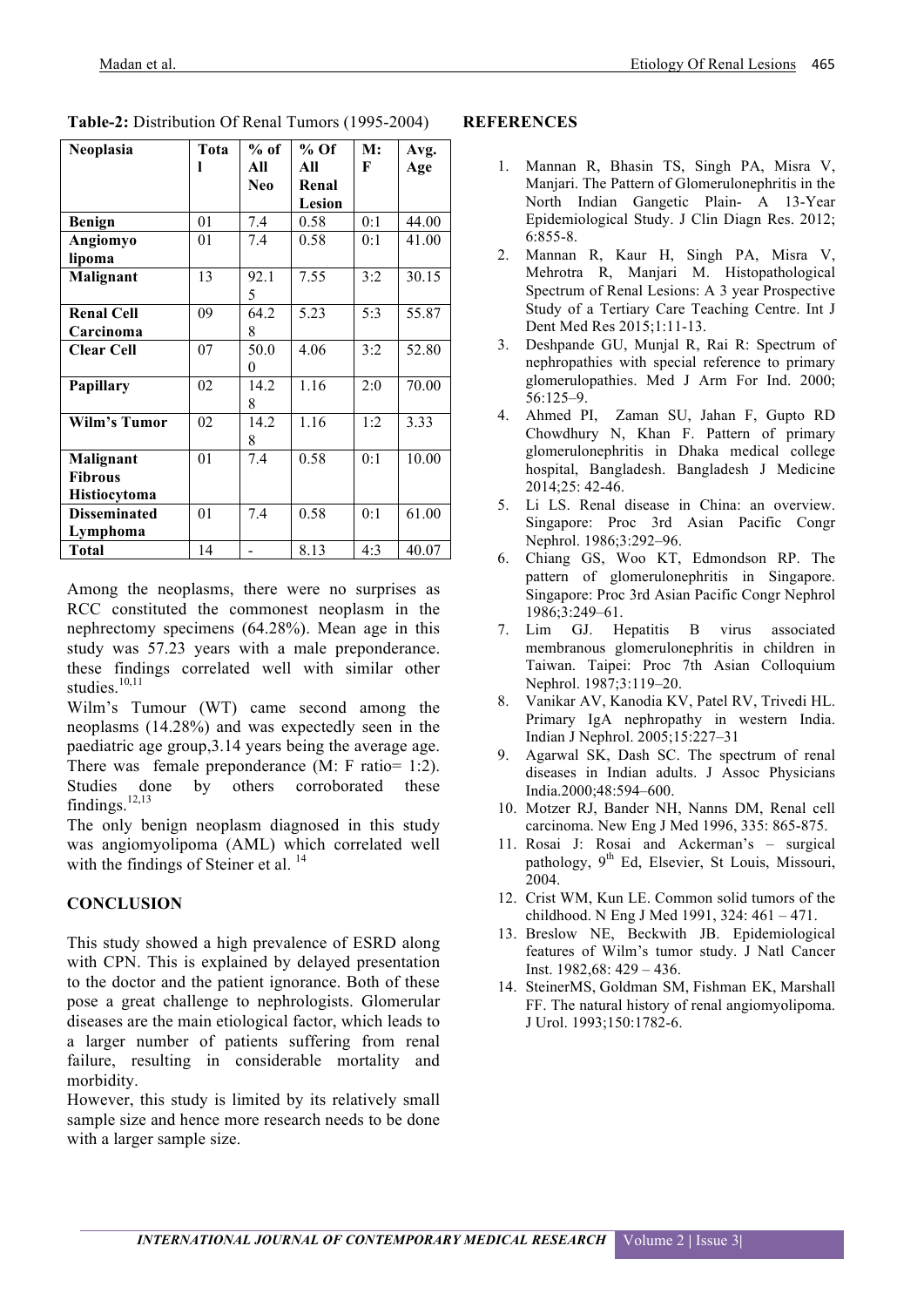**Table-2:** Distribution Of Renal Tumors (1995-2004)

| Neoplasia | Total | % of All Neo | % Of All Renal Lesion | M: F | Avg. Age |
|---|---|---|---|---|---|
| **Benign** | 01 | 7.4 | 0.58 | 0:1 | 44.00 |
| **Angiomyo lipoma** | 01 | 7.4 | 0.58 | 0:1 | 41.00 |
| **Malignant** | 13 | 92.15 | 7.55 | 3:2 | 30.15 |
| **Renal Cell Carcinoma** | 09 | 64.28 | 5.23 | 5:3 | 55.87 |
| **Clear Cell** | 07 | 50.00 | 4.06 | 3:2 | 52.80 |
| **Papillary** | 02 | 14.28 | 1.16 | 2:0 | 70.00 |
| **Wilm's Tumor** | 02 | 14.28 | 1.16 | 1:2 | 3.33 |
| **Malignant Fibrous Histiocytoma** | 01 | 7.4 | 0.58 | 0:1 | 10.00 |
| **Disseminated Lymphoma** | 01 | 7.4 | 0.58 | 0:1 | 61.00 |
| **Total** | 14 | - | 8.13 | 4:3 | 40.07 |

Among the neoplasms, there were no surprises as RCC constituted the commonest neoplasm in the nephrectomy specimens (64.28%). Mean age in this study was 57.23 years with a male preponderance. these findings correlated well with similar other studies.[10,11]

Wilm's Tumour (WT) came second among the neoplasms (14.28%) and was expectedly seen in the paediatric age group,3.14 years being the average age. There was female preponderance (M: F ratio= 1:2). Studies done by others corroborated these findings.[12,13]

The only benign neoplasm diagnosed in this study was angiomyolipoma (AML) which correlated well with the findings of Steiner et al. [14]

## CONCLUSION

This study showed a high prevalence of ESRD along with CPN. This is explained by delayed presentation to the doctor and the patient ignorance. Both of these pose a great challenge to nephrologists. Glomerular diseases are the main etiological factor, which leads to a larger number of patients suffering from renal failure, resulting in considerable mortality and morbidity.

However, this study is limited by its relatively small sample size and hence more research needs to be done with a larger sample size.

## REFERENCES

1. Mannan R, Bhasin TS, Singh PA, Misra V, Manjari. The Pattern of Glomerulonephritis in the North Indian Gangetic Plain- A 13-Year Epidemiological Study. J Clin Diagn Res. 2012; 6:855-8.
2. Mannan R, Kaur H, Singh PA, Misra V, Mehrotra R, Manjari M. Histopathological Spectrum of Renal Lesions: A 3 year Prospective Study of a Tertiary Care Teaching Centre. Int J Dent Med Res 2015;1:11-13.
3. Deshpande GU, Munjal R, Rai R: Spectrum of nephropathies with special reference to primary glomerulopathies. Med J Arm For Ind. 2000; 56:125–9.
4. Ahmed PI, Zaman SU, Jahan F, Gupto RD Chowdhury N, Khan F. Pattern of primary glomerulonephritis in Dhaka medical college hospital, Bangladesh. Bangladesh J Medicine 2014;25: 42-46.
5. Li LS. Renal disease in China: an overview. Singapore: Proc 3rd Asian Pacific Congr Nephrol. 1986;3:292–96.
6. Chiang GS, Woo KT, Edmondson RP. The pattern of glomerulonephritis in Singapore. Singapore: Proc 3rd Asian Pacific Congr Nephrol 1986;3:249–61.
7. Lim GJ. Hepatitis B virus associated membranous glomerulonephritis in children in Taiwan. Taipei: Proc 7th Asian Colloquium Nephrol. 1987;3:119–20.
8. Vanikar AV, Kanodia KV, Patel RV, Trivedi HL. Primary IgA nephropathy in western India. Indian J Nephrol. 2005;15:227–31
9. Agarwal SK, Dash SC. The spectrum of renal diseases in Indian adults. J Assoc Physicians India.2000;48:594–600.
10. Motzer RJ, Bander NH, Nanns DM, Renal cell carcinoma. New Eng J Med 1996, 335: 865-875.
11. Rosai J: Rosai and Ackerman's – surgical pathology, 9th Ed, Elsevier, St Louis, Missouri, 2004.
12. Crist WM, Kun LE. Common solid tumors of the childhood. N Eng J Med 1991, 324: 461 – 471.
13. Breslow NE, Beckwith JB. Epidemiological features of Wilm's tumor study. J Natl Cancer Inst. 1982,68: 429 – 436.
14. SteinerMS, Goldman SM, Fishman EK, Marshall FF. The natural history of renal angiomyolipoma. J Urol. 1993;150:1782-6.